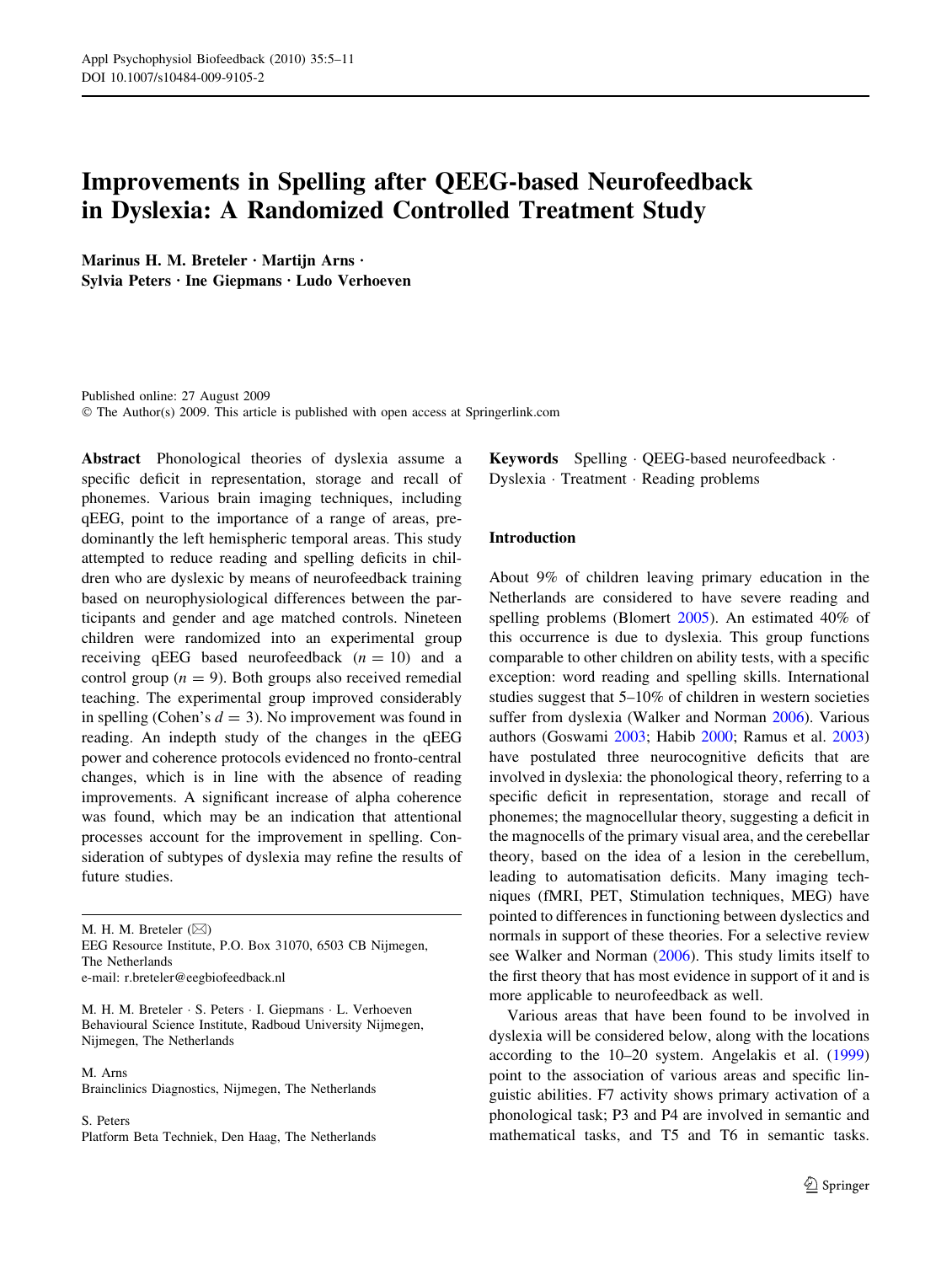# Improvements in Spelling after QEEG-based Neurofeedback in Dyslexia: A Randomized Controlled Treatment Study

**Marinus H. M. Breteler · Martijn Arns · Sylvia Peters · Ine Giepmans · Ludo Verhoeven**

Published online: 27 August 2009
© The Author(s) 2009. This article is published with open access at Springerlink.com

**Abstract** Phonological theories of dyslexia assume a specific deficit in representation, storage and recall of phonemes. Various brain imaging techniques, including qEEG, point to the importance of a range of areas, predominantly the left hemispheric temporal areas. This study attempted to reduce reading and spelling deficits in children who are dyslexic by means of neurofeedback training based on neurophysiological differences between the participants and gender and age matched controls. Nineteen children were randomized into an experimental group receiving qEEG based neurofeedback ($n = 10$) and a control group ($n = 9$). Both groups also received remedial teaching. The experimental group improved considerably in spelling (Cohen's $d = 3$). No improvement was found in reading. An indepth study of the changes in the qEEG power and coherence protocols evidenced no fronto-central changes, which is in line with the absence of reading improvements. A significant increase of alpha coherence was found, which may be an indication that attentional processes account for the improvement in spelling. Consideration of subtypes of dyslexia may refine the results of future studies.

**Keywords** Spelling · QEEG-based neurofeedback · Dyslexia · Treatment · Reading problems

M. H. M. Breteler (✉)
EEG Resource Institute, P.O. Box 31070, 6503 CB Nijmegen, The Netherlands
e-mail: r.breteler@eegbiofeedback.nl

M. H. M. Breteler · S. Peters · I. Giepmans · L. Verhoeven
Behavioural Science Institute, Radboud University Nijmegen, Nijmegen, The Netherlands

M. Arns
Brainclinics Diagnostics, Nijmegen, The Netherlands

S. Peters
Platform Beta Techniek, Den Haag, The Netherlands

## Introduction

About 9% of children leaving primary education in the Netherlands are considered to have severe reading and spelling problems (Blomert 2005). An estimated 40% of this occurrence is due to dyslexia. This group functions comparable to other children on ability tests, with a specific exception: word reading and spelling skills. International studies suggest that 5–10% of children in western societies suffer from dyslexia (Walker and Norman 2006). Various authors (Goswami 2003; Habib 2000; Ramus et al. 2003) have postulated three neurocognitive deficits that are involved in dyslexia: the phonological theory, referring to a specific deficit in representation, storage and recall of phonemes; the magnocellular theory, suggesting a deficit in the magnocells of the primary visual area, and the cerebellar theory, based on the idea of a lesion in the cerebellum, leading to automatisation deficits. Many imaging techniques (fMRI, PET, Stimulation techniques, MEG) have pointed to differences in functioning between dyslectics and normals in support of these theories. For a selective review see Walker and Norman (2006). This study limits itself to the first theory that has most evidence in support of it and is more applicable to neurofeedback as well.

Various areas that have been found to be involved in dyslexia will be considered below, along with the locations according to the 10–20 system. Angelakis et al. (1999) point to the association of various areas and specific linguistic abilities. F7 activity shows primary activation of a phonological task; P3 and P4 are involved in semantic and mathematical tasks, and T5 and T6 in semantic tasks.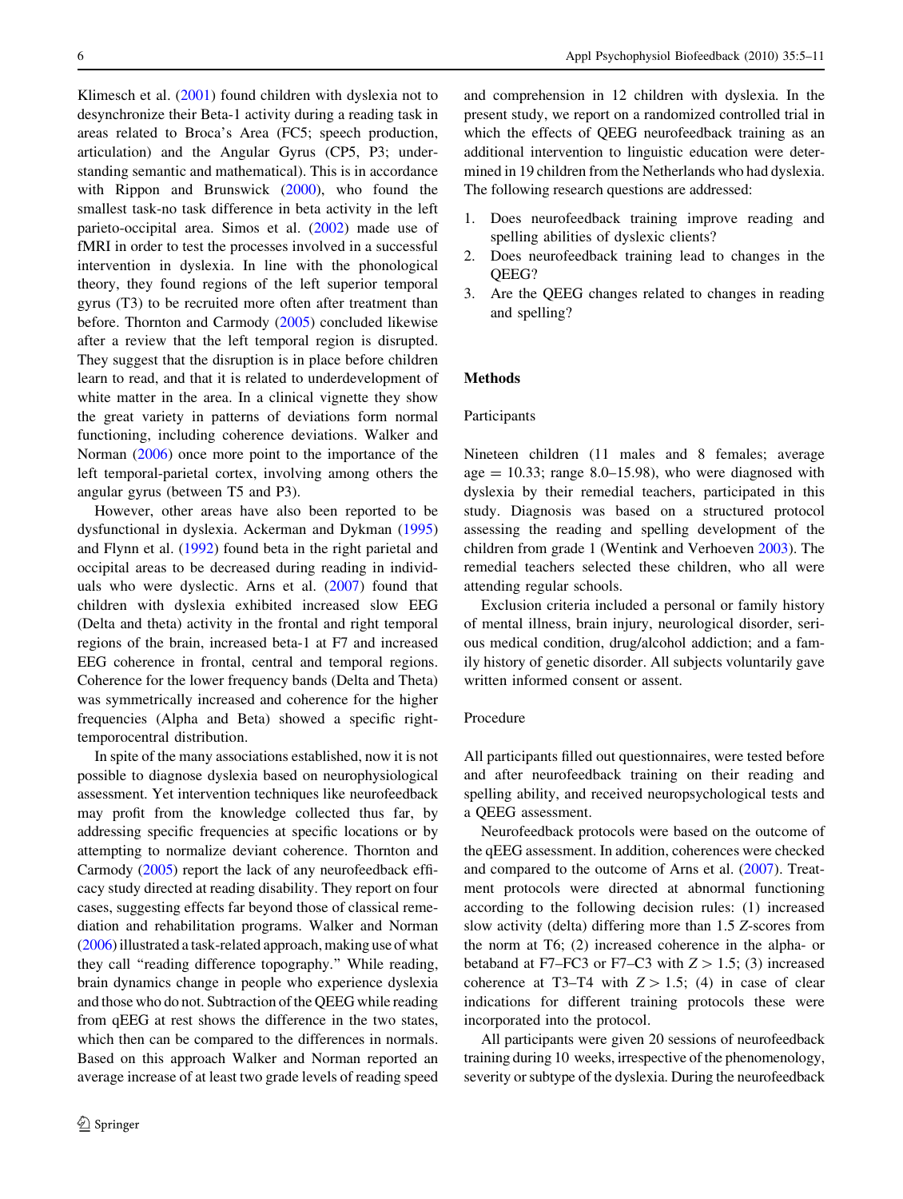Klimesch et al. (2001) found children with dyslexia not to desynchronize their Beta-1 activity during a reading task in areas related to Broca's Area (FC5; speech production, articulation) and the Angular Gyrus (CP5, P3; understanding semantic and mathematical). This is in accordance with Rippon and Brunswick (2000), who found the smallest task-no task difference in beta activity in the left parieto-occipital area. Simos et al. (2002) made use of fMRI in order to test the processes involved in a successful intervention in dyslexia. In line with the phonological theory, they found regions of the left superior temporal gyrus (T3) to be recruited more often after treatment than before. Thornton and Carmody (2005) concluded likewise after a review that the left temporal region is disrupted. They suggest that the disruption is in place before children learn to read, and that it is related to underdevelopment of white matter in the area. In a clinical vignette they show the great variety in patterns of deviations form normal functioning, including coherence deviations. Walker and Norman (2006) once more point to the importance of the left temporal-parietal cortex, involving among others the angular gyrus (between T5 and P3).

However, other areas have also been reported to be dysfunctional in dyslexia. Ackerman and Dykman (1995) and Flynn et al. (1992) found beta in the right parietal and occipital areas to be decreased during reading in individuals who were dyslectic. Arns et al. (2007) found that children with dyslexia exhibited increased slow EEG (Delta and theta) activity in the frontal and right temporal regions of the brain, increased beta-1 at F7 and increased EEG coherence in frontal, central and temporal regions. Coherence for the lower frequency bands (Delta and Theta) was symmetrically increased and coherence for the higher frequencies (Alpha and Beta) showed a specific right-temporocentral distribution.

In spite of the many associations established, now it is not possible to diagnose dyslexia based on neurophysiological assessment. Yet intervention techniques like neurofeedback may profit from the knowledge collected thus far, by addressing specific frequencies at specific locations or by attempting to normalize deviant coherence. Thornton and Carmody (2005) report the lack of any neurofeedback efficacy study directed at reading disability. They report on four cases, suggesting effects far beyond those of classical remediation and rehabilitation programs. Walker and Norman (2006) illustrated a task-related approach, making use of what they call "reading difference topography." While reading, brain dynamics change in people who experience dyslexia and those who do not. Subtraction of the QEEG while reading from qEEG at rest shows the difference in the two states, which then can be compared to the differences in normals. Based on this approach Walker and Norman reported an average increase of at least two grade levels of reading speed and comprehension in 12 children with dyslexia. In the present study, we report on a randomized controlled trial in which the effects of QEEG neurofeedback training as an additional intervention to linguistic education were determined in 19 children from the Netherlands who had dyslexia. The following research questions are addressed:

1. Does neurofeedback training improve reading and spelling abilities of dyslexic clients?
2. Does neurofeedback training lead to changes in the QEEG?
3. Are the QEEG changes related to changes in reading and spelling?

## Methods

### Participants

Nineteen children (11 males and 8 females; average age = 10.33; range 8.0–15.98), who were diagnosed with dyslexia by their remedial teachers, participated in this study. Diagnosis was based on a structured protocol assessing the reading and spelling development of the children from grade 1 (Wentink and Verhoeven 2003). The remedial teachers selected these children, who all were attending regular schools.

Exclusion criteria included a personal or family history of mental illness, brain injury, neurological disorder, serious medical condition, drug/alcohol addiction; and a family history of genetic disorder. All subjects voluntarily gave written informed consent or assent.

### Procedure

All participants filled out questionnaires, were tested before and after neurofeedback training on their reading and spelling ability, and received neuropsychological tests and a QEEG assessment.

Neurofeedback protocols were based on the outcome of the qEEG assessment. In addition, coherences were checked and compared to the outcome of Arns et al. (2007). Treatment protocols were directed at abnormal functioning according to the following decision rules: (1) increased slow activity (delta) differing more than 1.5 $Z$-scores from the norm at T6; (2) increased coherence in the alpha- or betaband at F7–FC3 or F7–C3 with $Z > 1.5$; (3) increased coherence at T3–T4 with $Z > 1.5$; (4) in case of clear indications for different training protocols these were incorporated into the protocol.

All participants were given 20 sessions of neurofeedback training during 10 weeks, irrespective of the phenomenology, severity or subtype of the dyslexia. During the neurofeedback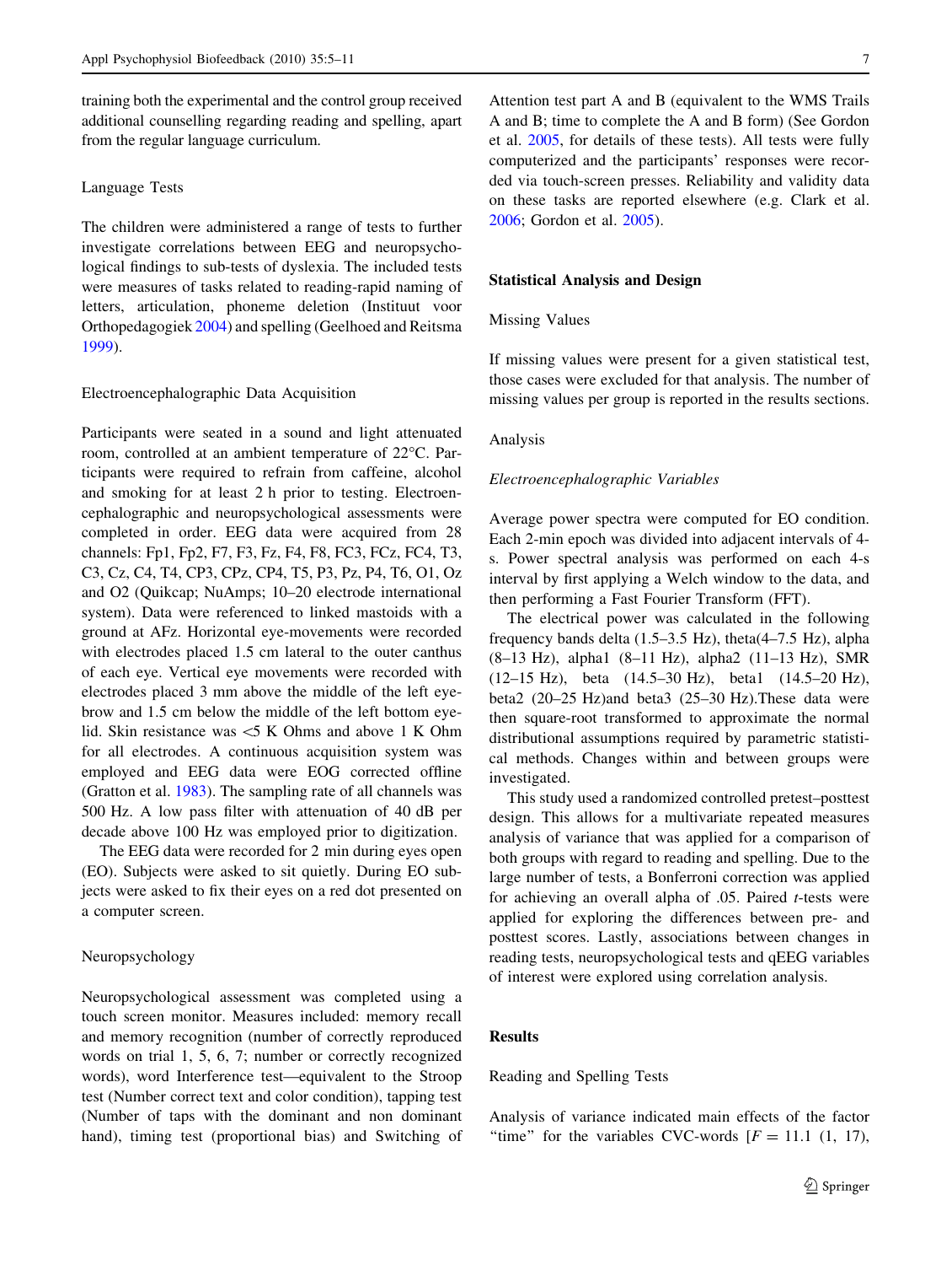training both the experimental and the control group received additional counselling regarding reading and spelling, apart from the regular language curriculum.

### Language Tests

The children were administered a range of tests to further investigate correlations between EEG and neuropsychological findings to sub-tests of dyslexia. The included tests were measures of tasks related to reading-rapid naming of letters, articulation, phoneme deletion (Instituut voor Orthopedagogiek 2004) and spelling (Geelhoed and Reitsma 1999).

### Electroencephalographic Data Acquisition

Participants were seated in a sound and light attenuated room, controlled at an ambient temperature of 22°C. Participants were required to refrain from caffeine, alcohol and smoking for at least 2 h prior to testing. Electroencephalographic and neuropsychological assessments were completed in order. EEG data were acquired from 28 channels: Fp1, Fp2, F7, F3, Fz, F4, F8, FC3, FCz, FC4, T3, C3, Cz, C4, T4, CP3, CPz, CP4, T5, P3, Pz, P4, T6, O1, Oz and O2 (Quikcap; NuAmps; 10–20 electrode international system). Data were referenced to linked mastoids with a ground at AFz. Horizontal eye-movements were recorded with electrodes placed 1.5 cm lateral to the outer canthus of each eye. Vertical eye movements were recorded with electrodes placed 3 mm above the middle of the left eyebrow and 1.5 cm below the middle of the left bottom eyelid. Skin resistance was <5 K Ohms and above 1 K Ohm for all electrodes. A continuous acquisition system was employed and EEG data were EOG corrected offline (Gratton et al. 1983). The sampling rate of all channels was 500 Hz. A low pass filter with attenuation of 40 dB per decade above 100 Hz was employed prior to digitization.

The EEG data were recorded for 2 min during eyes open (EO). Subjects were asked to sit quietly. During EO subjects were asked to fix their eyes on a red dot presented on a computer screen.

### Neuropsychology

Neuropsychological assessment was completed using a touch screen monitor. Measures included: memory recall and memory recognition (number of correctly reproduced words on trial 1, 5, 6, 7; number or correctly recognized words), word Interference test—equivalent to the Stroop test (Number correct text and color condition), tapping test (Number of taps with the dominant and non dominant hand), timing test (proportional bias) and Switching of Attention test part A and B (equivalent to the WMS Trails A and B; time to complete the A and B form) (See Gordon et al. 2005, for details of these tests). All tests were fully computerized and the participants' responses were recorded via touch-screen presses. Reliability and validity data on these tasks are reported elsewhere (e.g. Clark et al. 2006; Gordon et al. 2005).

## Statistical Analysis and Design

### Missing Values

If missing values were present for a given statistical test, those cases were excluded for that analysis. The number of missing values per group is reported in the results sections.

### Analysis

#### *Electroencephalographic Variables*

Average power spectra were computed for EO condition. Each 2-min epoch was divided into adjacent intervals of 4-s. Power spectral analysis was performed on each 4-s interval by first applying a Welch window to the data, and then performing a Fast Fourier Transform (FFT).

The electrical power was calculated in the following frequency bands delta (1.5–3.5 Hz), theta(4–7.5 Hz), alpha (8–13 Hz), alpha1 (8–11 Hz), alpha2 (11–13 Hz), SMR (12–15 Hz), beta (14.5–30 Hz), beta1 (14.5–20 Hz), beta2 (20–25 Hz)and beta3 (25–30 Hz).These data were then square-root transformed to approximate the normal distributional assumptions required by parametric statistical methods. Changes within and between groups were investigated.

This study used a randomized controlled pretest–posttest design. This allows for a multivariate repeated measures analysis of variance that was applied for a comparison of both groups with regard to reading and spelling. Due to the large number of tests, a Bonferroni correction was applied for achieving an overall alpha of .05. Paired *t*-tests were applied for exploring the differences between pre- and posttest scores. Lastly, associations between changes in reading tests, neuropsychological tests and qEEG variables of interest were explored using correlation analysis.

## Results

### Reading and Spelling Tests

Analysis of variance indicated main effects of the factor "time" for the variables CVC-words [$F = 11.1$ (1, 17),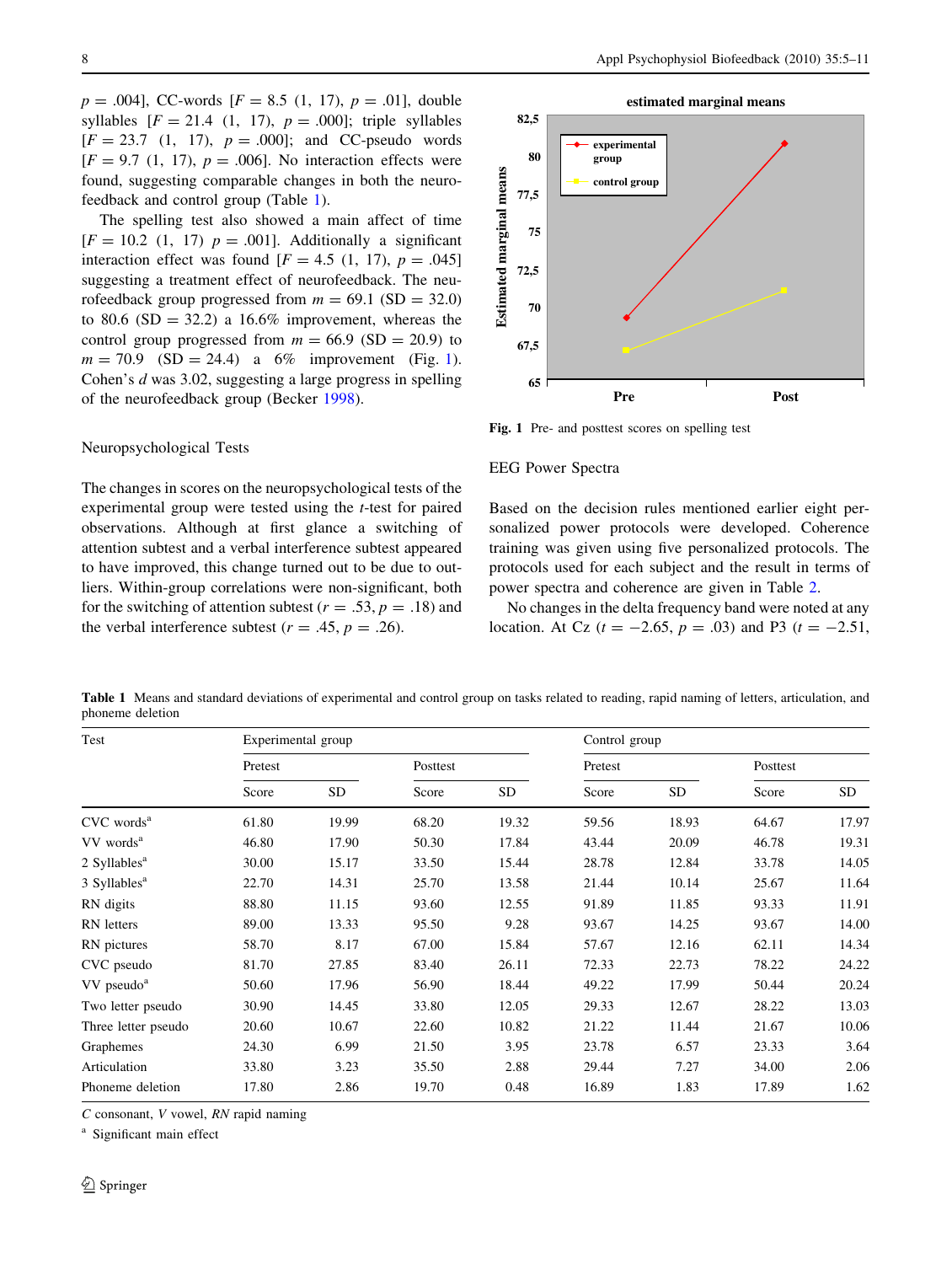$p = .004$], CC-words [$F = 8.5$ (1, 17), $p = .01$], double syllables [$F = 21.4$ (1, 17), $p = .000$]; triple syllables [$F = 23.7$ (1, 17), $p = .000$]; and CC-pseudo words [$F = 9.7$ (1, 17), $p = .006$]. No interaction effects were found, suggesting comparable changes in both the neurofeedback and control group (Table 1).

The spelling test also showed a main affect of time [$F = 10.2$ (1, 17) $p = .001$]. Additionally a significant interaction effect was found [$F = 4.5$ (1, 17), $p = .045$] suggesting a treatment effect of neurofeedback. The neurofeedback group progressed from $m = 69.1$ (SD = 32.0) to 80.6 (SD = 32.2) a 16.6% improvement, whereas the control group progressed from $m = 66.9$ (SD = 20.9) to $m = 70.9$ (SD = 24.4) a 6% improvement (Fig. 1). Cohen's $d$ was 3.02, suggesting a large progress in spelling of the neurofeedback group (Becker 1998).

Neuropsychological Tests

The changes in scores on the neuropsychological tests of the experimental group were tested using the $t$-test for paired observations. Although at first glance a switching of attention subtest and a verbal interference subtest appeared to have improved, this change turned out to be due to outliers. Within-group correlations were non-significant, both for the switching of attention subtest ($r = .53$, $p = .18$) and the verbal interference subtest ($r = .45$, $p = .26$).

**Fig. 1** Pre- and posttest scores on spelling test

EEG Power Spectra

Based on the decision rules mentioned earlier eight personalized power protocols were developed. Coherence training was given using five personalized protocols. The protocols used for each subject and the result in terms of power spectra and coherence are given in Table 2.

No changes in the delta frequency band were noted at any location. At Cz ($t = -2.65$, $p = .03$) and P3 ($t = -2.51$,

**Table 1** Means and standard deviations of experimental and control group on tasks related to reading, rapid naming of letters, articulation, and phoneme deletion

| Test | Experimental group | | | | Control group | | | |
|---|---|---|---|---|---|---|---|---|
| | Pretest | | Posttest | | Pretest | | Posttest | |
| | Score | SD | Score | SD | Score | SD | Score | SD |
| CVC words[a] | 61.80 | 19.99 | 68.20 | 19.32 | 59.56 | 18.93 | 64.67 | 17.97 |
| VV words[a] | 46.80 | 17.90 | 50.30 | 17.84 | 43.44 | 20.09 | 46.78 | 19.31 |
| 2 Syllables[a] | 30.00 | 15.17 | 33.50 | 15.44 | 28.78 | 12.84 | 33.78 | 14.05 |
| 3 Syllables[a] | 22.70 | 14.31 | 25.70 | 13.58 | 21.44 | 10.14 | 25.67 | 11.64 |
| RN digits | 88.80 | 11.15 | 93.60 | 12.55 | 91.89 | 11.85 | 93.33 | 11.91 |
| RN letters | 89.00 | 13.33 | 95.50 | 9.28 | 93.67 | 14.25 | 93.67 | 14.00 |
| RN pictures | 58.70 | 8.17 | 67.00 | 15.84 | 57.67 | 12.16 | 62.11 | 14.34 |
| CVC pseudo | 81.70 | 27.85 | 83.40 | 26.11 | 72.33 | 22.73 | 78.22 | 24.22 |
| VV pseudo[a] | 50.60 | 17.96 | 56.90 | 18.44 | 49.22 | 17.99 | 50.44 | 20.24 |
| Two letter pseudo | 30.90 | 14.45 | 33.80 | 12.05 | 29.33 | 12.67 | 28.22 | 13.03 |
| Three letter pseudo | 20.60 | 10.67 | 22.60 | 10.82 | 21.22 | 11.44 | 21.67 | 10.06 |
| Graphemes | 24.30 | 6.99 | 21.50 | 3.95 | 23.78 | 6.57 | 23.33 | 3.64 |
| Articulation | 33.80 | 3.23 | 35.50 | 2.88 | 29.44 | 7.27 | 34.00 | 2.06 |
| Phoneme deletion | 17.80 | 2.86 | 19.70 | 0.48 | 16.89 | 1.83 | 17.89 | 1.62 |

*C* consonant, *V* vowel, *RN* rapid naming

[a] Significant main effect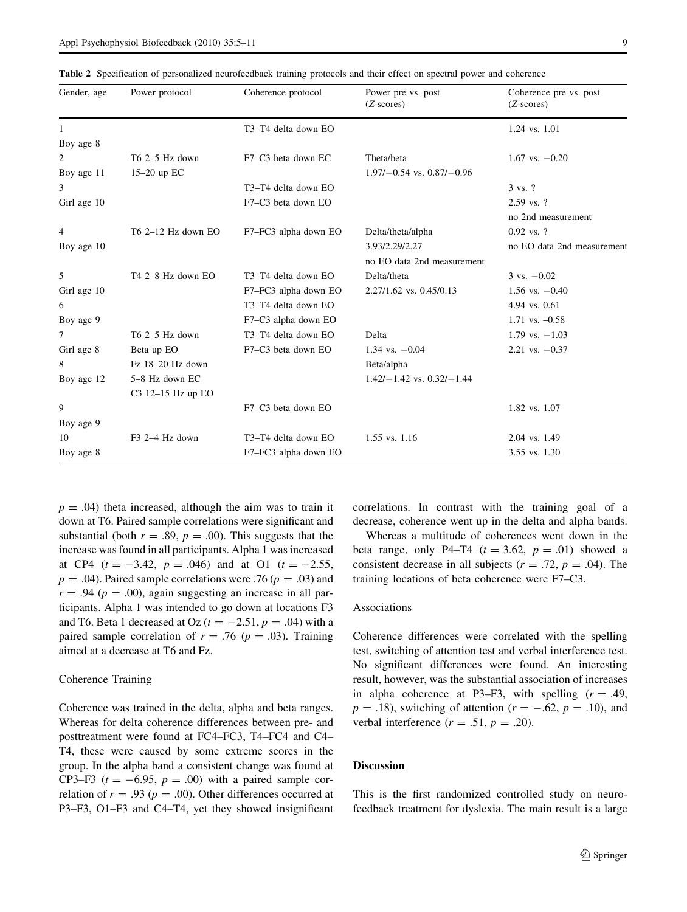**Table 2** Specification of personalized neurofeedback training protocols and their effect on spectral power and coherence

| Gender, age | Power protocol | Coherence protocol | Power pre vs. post (*Z*-scores) | Coherence pre vs. post (*Z*-scores) |
|---|---|---|---|---|
| 1 | | T3–T4 delta down EO | | 1.24 vs. 1.01 |
| Boy age 8 | | | | |
| 2 | T6 2–5 Hz down | F7–C3 beta down EC | Theta/beta | 1.67 vs. −0.20 |
| Boy age 11 | 15–20 up EC | | 1.97/−0.54 vs. 0.87/−0.96 | |
| 3 | | T3–T4 delta down EO | | 3 vs. ? |
| Girl age 10 | | F7–C3 beta down EO | | 2.59 vs. ? |
| | | | | no 2nd measurement |
| 4 | T6 2–12 Hz down EO | F7–FC3 alpha down EO | Delta/theta/alpha | 0.92 vs. ? |
| Boy age 10 | | | 3.93/2.29/2.27 | no EO data 2nd measurement |
| | | | no EO data 2nd measurement | |
| 5 | T4 2–8 Hz down EO | T3–T4 delta down EO | Delta/theta | 3 vs. −0.02 |
| Girl age 10 | | F7–FC3 alpha down EO | 2.27/1.62 vs. 0.45/0.13 | 1.56 vs. −0.40 |
| 6 | | T3–T4 delta down EO | | 4.94 vs. 0.61 |
| Boy age 9 | | F7–C3 alpha down EO | | 1.71 vs. –0.58 |
| 7 | T6 2–5 Hz down | T3–T4 delta down EO | Delta | 1.79 vs. −1.03 |
| Girl age 8 | Beta up EO | F7–C3 beta down EO | 1.34 vs. −0.04 | 2.21 vs. −0.37 |
| 8 | Fz 18–20 Hz down | | Beta/alpha | |
| Boy age 12 | 5–8 Hz down EC | | 1.42/−1.42 vs. 0.32/−1.44 | |
| | C3 12–15 Hz up EO | | | |
| 9 | | F7–C3 beta down EO | | 1.82 vs. 1.07 |
| Boy age 9 | | | | |
| 10 | F3 2–4 Hz down | T3–T4 delta down EO | 1.55 vs. 1.16 | 2.04 vs. 1.49 |
| Boy age 8 | | F7–FC3 alpha down EO | | 3.55 vs. 1.30 |

$p = .04$) theta increased, although the aim was to train it down at T6. Paired sample correlations were significant and substantial (both $r = .89$, $p = .00$). This suggests that the increase was found in all participants. Alpha 1 was increased at CP4 ($t = -3.42$, $p = .046$) and at O1 ($t = -2.55$, $p = .04$). Paired sample correlations were .76 ($p = .03$) and $r = .94$ ($p = .00$), again suggesting an increase in all participants. Alpha 1 was intended to go down at locations F3 and T6. Beta 1 decreased at Oz ($t = -2.51$, $p = .04$) with a paired sample correlation of $r = .76$ ($p = .03$). Training aimed at a decrease at T6 and Fz.

### Coherence Training

Coherence was trained in the delta, alpha and beta ranges. Whereas for delta coherence differences between pre- and posttreatment were found at FC4–FC3, T4–FC4 and C4–T4, these were caused by some extreme scores in the group. In the alpha band a consistent change was found at CP3–F3 ($t = -6.95$, $p = .00$) with a paired sample correlation of $r = .93$ ($p = .00$). Other differences occurred at P3–F3, O1–F3 and C4–T4, yet they showed insignificant correlations. In contrast with the training goal of a decrease, coherence went up in the delta and alpha bands.

Whereas a multitude of coherences went down in the beta range, only P4–T4 ($t = 3.62$, $p = .01$) showed a consistent decrease in all subjects ($r = .72$, $p = .04$). The training locations of beta coherence were F7–C3.

### Associations

Coherence differences were correlated with the spelling test, switching of attention test and verbal interference test. No significant differences were found. An interesting result, however, was the substantial association of increases in alpha coherence at P3–F3, with spelling ($r = .49$, $p = .18$), switching of attention ($r = -.62$, $p = .10$), and verbal interference ($r = .51$, $p = .20$).

## Discussion

This is the first randomized controlled study on neurofeedback treatment for dyslexia. The main result is a large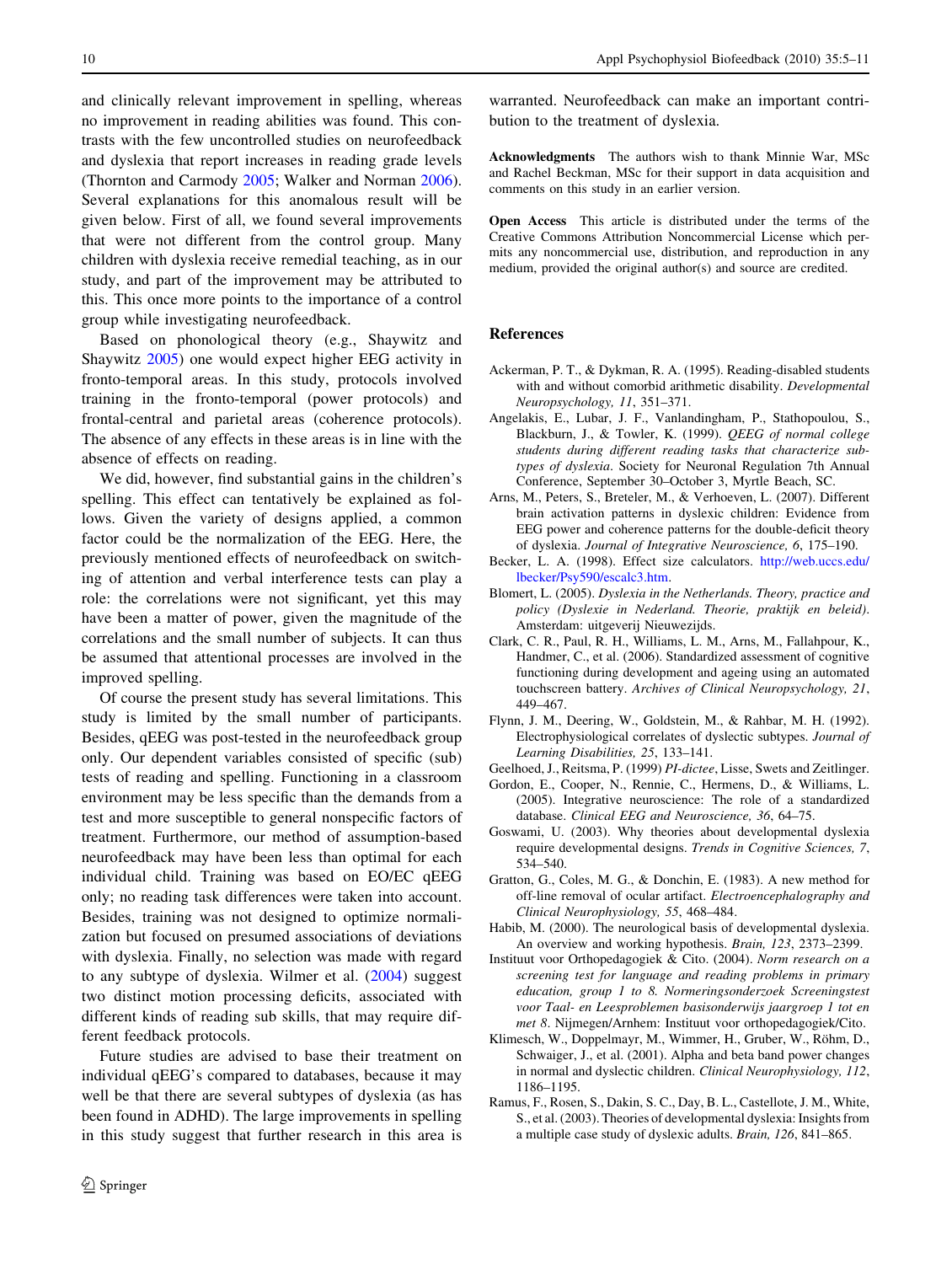and clinically relevant improvement in spelling, whereas no improvement in reading abilities was found. This contrasts with the few uncontrolled studies on neurofeedback and dyslexia that report increases in reading grade levels (Thornton and Carmody 2005; Walker and Norman 2006). Several explanations for this anomalous result will be given below. First of all, we found several improvements that were not different from the control group. Many children with dyslexia receive remedial teaching, as in our study, and part of the improvement may be attributed to this. This once more points to the importance of a control group while investigating neurofeedback.

Based on phonological theory (e.g., Shaywitz and Shaywitz 2005) one would expect higher EEG activity in fronto-temporal areas. In this study, protocols involved training in the fronto-temporal (power protocols) and frontal-central and parietal areas (coherence protocols). The absence of any effects in these areas is in line with the absence of effects on reading.

We did, however, find substantial gains in the children's spelling. This effect can tentatively be explained as follows. Given the variety of designs applied, a common factor could be the normalization of the EEG. Here, the previously mentioned effects of neurofeedback on switching of attention and verbal interference tests can play a role: the correlations were not significant, yet this may have been a matter of power, given the magnitude of the correlations and the small number of subjects. It can thus be assumed that attentional processes are involved in the improved spelling.

Of course the present study has several limitations. This study is limited by the small number of participants. Besides, qEEG was post-tested in the neurofeedback group only. Our dependent variables consisted of specific (sub) tests of reading and spelling. Functioning in a classroom environment may be less specific than the demands from a test and more susceptible to general nonspecific factors of treatment. Furthermore, our method of assumption-based neurofeedback may have been less than optimal for each individual child. Training was based on EO/EC qEEG only; no reading task differences were taken into account. Besides, training was not designed to optimize normalization but focused on presumed associations of deviations with dyslexia. Finally, no selection was made with regard to any subtype of dyslexia. Wilmer et al. (2004) suggest two distinct motion processing deficits, associated with different kinds of reading sub skills, that may require different feedback protocols.

Future studies are advised to base their treatment on individual qEEG's compared to databases, because it may well be that there are several subtypes of dyslexia (as has been found in ADHD). The large improvements in spelling in this study suggest that further research in this area is warranted. Neurofeedback can make an important contribution to the treatment of dyslexia.

**Acknowledgments** The authors wish to thank Minnie War, MSc and Rachel Beckman, MSc for their support in data acquisition and comments on this study in an earlier version.

**Open Access** This article is distributed under the terms of the Creative Commons Attribution Noncommercial License which permits any noncommercial use, distribution, and reproduction in any medium, provided the original author(s) and source are credited.

## References

Ackerman, P. T., & Dykman, R. A. (1995). Reading-disabled students with and without comorbid arithmetic disability. *Developmental Neuropsychology, 11*, 351–371.

Angelakis, E., Lubar, J. F., Vanlandingham, P., Stathopoulou, S., Blackburn, J., & Towler, K. (1999). *QEEG of normal college students during different reading tasks that characterize subtypes of dyslexia*. Society for Neuronal Regulation 7th Annual Conference, September 30–October 3, Myrtle Beach, SC.

Arns, M., Peters, S., Breteler, M., & Verhoeven, L. (2007). Different brain activation patterns in dyslexic children: Evidence from EEG power and coherence patterns for the double-deficit theory of dyslexia. *Journal of Integrative Neuroscience, 6*, 175–190.

Becker, L. A. (1998). Effect size calculators. http://web.uccs.edu/lbecker/Psy590/escalc3.htm.

Blomert, L. (2005). *Dyslexia in the Netherlands. Theory, practice and policy (Dyslexie in Nederland. Theorie, praktijk en beleid)*. Amsterdam: uitgeverij Nieuwezijds.

Clark, C. R., Paul, R. H., Williams, L. M., Arns, M., Fallahpour, K., Handmer, C., et al. (2006). Standardized assessment of cognitive functioning during development and ageing using an automated touchscreen battery. *Archives of Clinical Neuropsychology, 21*, 449–467.

Flynn, J. M., Deering, W., Goldstein, M., & Rahbar, M. H. (1992). Electrophysiological correlates of dyslectic subtypes. *Journal of Learning Disabilities, 25*, 133–141.

Geelhoed, J., Reitsma, P. (1999) *PI-dictee*, Lisse, Swets and Zeitlinger.

Gordon, E., Cooper, N., Rennie, C., Hermens, D., & Williams, L. (2005). Integrative neuroscience: The role of a standardized database. *Clinical EEG and Neuroscience, 36*, 64–75.

Goswami, U. (2003). Why theories about developmental dyslexia require developmental designs. *Trends in Cognitive Sciences, 7*, 534–540.

Gratton, G., Coles, M. G., & Donchin, E. (1983). A new method for off-line removal of ocular artifact. *Electroencephalography and Clinical Neurophysiology, 55*, 468–484.

Habib, M. (2000). The neurological basis of developmental dyslexia. An overview and working hypothesis. *Brain, 123*, 2373–2399.

Instituut voor Orthopedagogiek & Cito. (2004). *Norm research on a screening test for language and reading problems in primary education, group 1 to 8. Normeringsonderzoek Screeningstest voor Taal- en Leesproblemen basisonderwijs jaargroep 1 tot en met 8*. Nijmegen/Arnhem: Instituut voor orthopedagogiek/Cito.

Klimesch, W., Doppelmayr, M., Wimmer, H., Gruber, W., Röhm, D., Schwaiger, J., et al. (2001). Alpha and beta band power changes in normal and dyslectic children. *Clinical Neurophysiology, 112*, 1186–1195.

Ramus, F., Rosen, S., Dakin, S. C., Day, B. L., Castellote, J. M., White, S., et al (2003). Theories of developmental dyslexia: Insights from a multiple case study of dyslexic adults. *Brain, 126*, 841–865.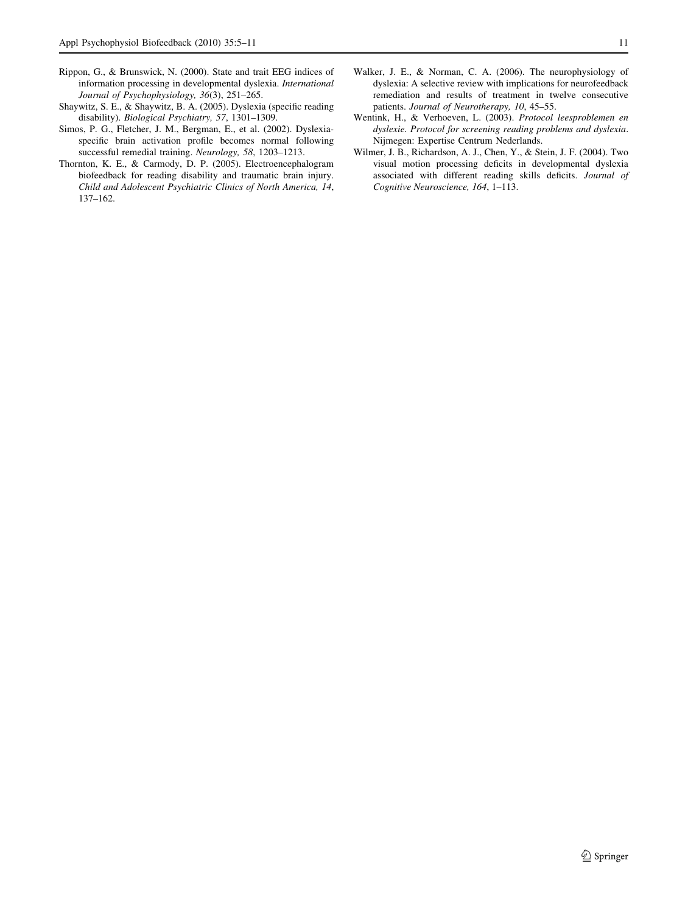Rippon, G., & Brunswick, N. (2000). State and trait EEG indices of information processing in developmental dyslexia. *International Journal of Psychophysiology, 36*(3), 251–265.

Shaywitz, S. E., & Shaywitz, B. A. (2005). Dyslexia (specific reading disability). *Biological Psychiatry, 57*, 1301–1309.

Simos, P. G., Fletcher, J. M., Bergman, E., et al. (2002). Dyslexia-specific brain activation profile becomes normal following successful remedial training. *Neurology, 58*, 1203–1213.

Thornton, K. E., & Carmody, D. P. (2005). Electroencephalogram biofeedback for reading disability and traumatic brain injury. *Child and Adolescent Psychiatric Clinics of North America, 14*, 137–162.

Walker, J. E., & Norman, C. A. (2006). The neurophysiology of dyslexia: A selective review with implications for neurofeedback remediation and results of treatment in twelve consecutive patients. *Journal of Neurotherapy, 10*, 45–55.

Wentink, H., & Verhoeven, L. (2003). *Protocol leesproblemen en dyslexie. Protocol for screening reading problems and dyslexia*. Nijmegen: Expertise Centrum Nederlands.

Wilmer, J. B., Richardson, A. J., Chen, Y., & Stein, J. F. (2004). Two visual motion processing deficits in developmental dyslexia associated with different reading skills deficits. *Journal of Cognitive Neuroscience, 164*, 1–113.